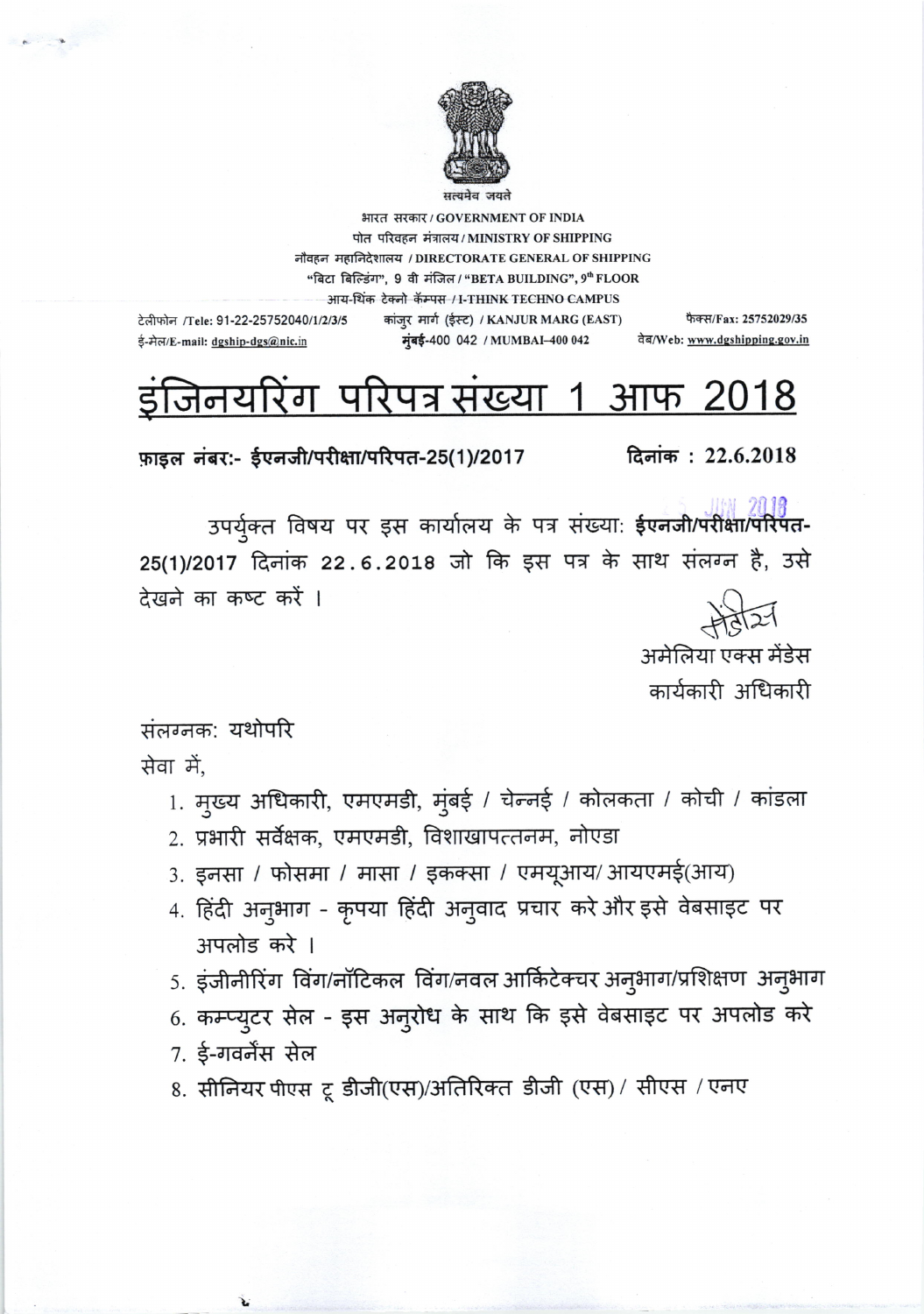सत्यमेव जयते

भारत सरकार / GOVERNMENT OF INDIA
पोत परिवहन मंत्रालय / MINISTRY OF SHIPPING
नौवहन महानिदेशालय / DIRECTORATE GENERAL OF SHIPPING
"बिटा बिल्डिंग", 9 वी मंजिल / "BETA BUILDING", 9th FLOOR
आय-थिंक टेक्नो कॅम्पस / I-THINK TECHNO CAMPUS
कांजुर मार्ग (ईस्ट) / KANJUR MARG (EAST)
मुंबई-400 042 / MUMBAI-400 042

टेलीफोन /Tele: 91-22-25752040/1/2/3/5
ई-मेल/E-mail: dgship-dgs@nic.in
फैक्स/Fax: 25752029/35
वेब/Web: www.dgshipping.gov.in

# इंजिनयरिंग परिपत्र संख्या 1 आफ 2018

**फ़ाइल नंबर:- ईएनजी/परीक्षा/परिपत-25(1)/2017** **दिनांक : 22.6.2018**

उपर्युक्त विषय पर इस कार्यालय के पत्र संख्या: **ईएनजी/परीक्षा/परिपत-25(1)/2017** दिनांक 22.6.2018 जो कि इस पत्र के साथ संलग्न है, उसे देखने का कष्ट करें ।

अमेलिया एक्स मेंडेस
कार्यकारी अधिकारी

संलग्नक: यथोपरि

सेवा में,

1. मुख्य अधिकारी, एमएमडी, मुंबई / चेन्नई / कोलकता / कोची / कांडला
2. प्रभारी सर्वेक्षक, एमएमडी, विशाखापत्तनम, नोएडा
3. इनसा / फोसमा / मासा / इकक्सा / एमयूआय/ आयएमई(आय)
4. हिंदी अनुभाग - कृपया हिंदी अनुवाद प्रचार करे और इसे वेबसाइट पर अपलोड करे ।
5. इंजीनीरिंग विंग/नॉटिकल विंग/नवल आर्किटेक्चर अनुभाग/प्रशिक्षण अनुभाग
6. कम्प्युटर सेल - इस अनुरोध के साथ कि इसे वेबसाइट पर अपलोड करे
7. ई-गवर्नेंस सेल
8. सीनियर पीएस टू डीजी(एस)/अतिरिक्त डीजी (एस) / सीएस / एनए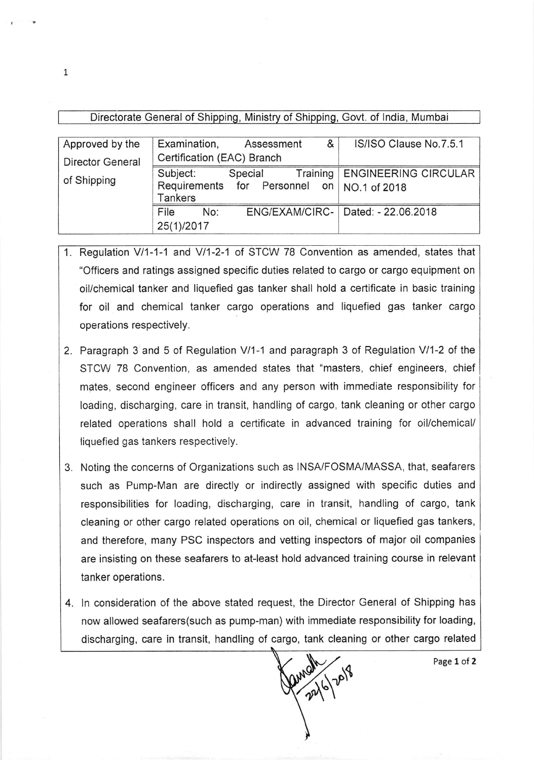Directorate General of Shipping, Ministry of Shipping, Govt. of India, Mumbai

| | | |
|---|---|---|
| Approved by the Director General of Shipping | Examination, Assessment & Certification (EAC) Branch | IS/ISO Clause No.7.5.1 |
| | Subject: Special Training Requirements for Personnel on Tankers | ENGINEERING CIRCULAR NO.1 of 2018 |
| | File No: ENG/EXAM/CIRC-25(1)/2017 | Dated: - 22.06.2018 |

1. Regulation V/1-1-1 and V/1-2-1 of STCW 78 Convention as amended, states that "Officers and ratings assigned specific duties related to cargo or cargo equipment on oil/chemical tanker and liquefied gas tanker shall hold a certificate in basic training for oil and chemical tanker cargo operations and liquefied gas tanker cargo operations respectively.

2. Paragraph 3 and 5 of Regulation V/1-1 and paragraph 3 of Regulation V/1-2 of the STCW 78 Convention, as amended states that "masters, chief engineers, chief mates, second engineer officers and any person with immediate responsibility for loading, discharging, care in transit, handling of cargo, tank cleaning or other cargo related operations shall hold a certificate in advanced training for oil/chemical/ liquefied gas tankers respectively.

3. Noting the concerns of Organizations such as INSA/FOSMA/MASSA, that, seafarers such as Pump-Man are directly or indirectly assigned with specific duties and responsibilities for loading, discharging, care in transit, handling of cargo, tank cleaning or other cargo related operations on oil, chemical or liquefied gas tankers, and therefore, many PSC inspectors and vetting inspectors of major oil companies are insisting on these seafarers to at-least hold advanced training course in relevant tanker operations.

4. In consideration of the above stated request, the Director General of Shipping has now allowed seafarers(such as pump-man) with immediate responsibility for loading, discharging, care in transit, handling of cargo, tank cleaning or other cargo related